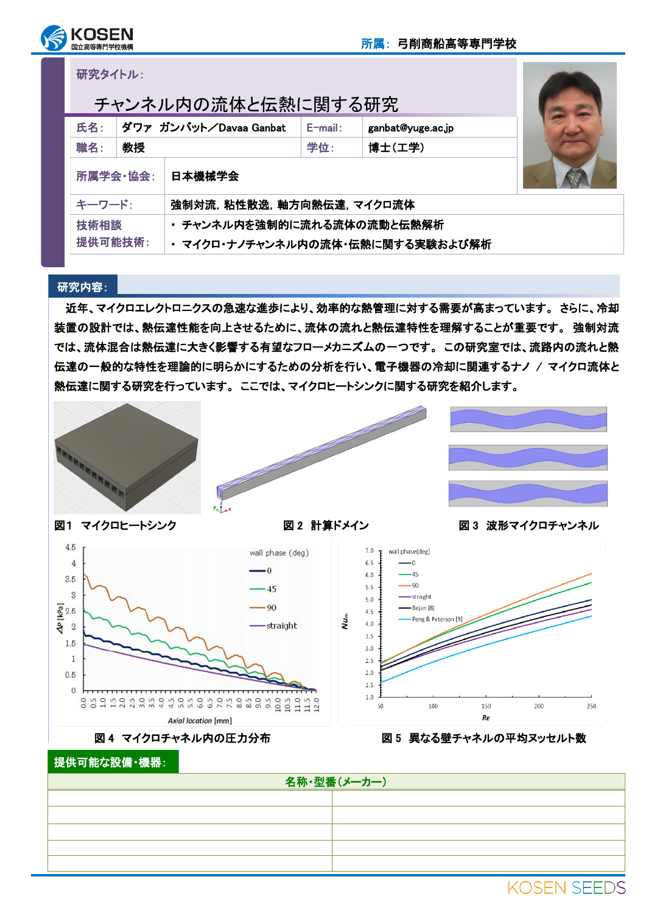所属: 弓削商船高等専門学校

**研究タイトル:**

# チャンネル内の流体と伝熱に関する研究

| | | | |
|---|---|---|---|
| 氏名: | ダワァ ガンバット／Davaa Ganbat | E-mail: | ganbat@yuge.ac.jp |
| 職名: | 教授 | 学位: | 博士(工学) |
| 所属学会・協会: | 日本機械学会 | | |
| キーワード: | 強制対流, 粘性散逸, 軸方向熱伝達, マイクロ流体 | | |
| 技術相談 提供可能技術: | ・ チャンネル内を強制的に流れる流体の流動と伝熱解析<br>・ マイクロ・ナノチャンネル内の流体・伝熱に関する実験および解析 | | |

## 研究内容:

近年、マイクロエレクトロニクスの急速な進歩により、効率的な熱管理に対する需要が高まっています。 さらに、冷却装置の設計では、熱伝達性能を向上させるために、流体の流れと熱伝達特性を理解することが重要です。 強制対流では、流体混合は熱伝達に大きく影響する有望なフローメカニズムの一つです。 この研究室では、流路内の流れと熱伝達の一般的な特性を理論的に明らかにするための分析を行い、電子機器の冷却に関連するナノ / マイクロ流体と熱伝達に関する研究を行っています。 ここでは、マイクロヒートシンクに関する研究を紹介します。

図1 マイクロヒートシンク

図 2 計算ドメイン

図 3 波形マイクロチャンネル

図 4 マイクロチャネル内の圧力分布

図 5 異なる壁チャネルの平均ヌッセルト数

## 提供可能な設備・機器:

| 名称・型番(メーカー) | |
|---|---|
| | |
| | |
| | |
| | |
| | |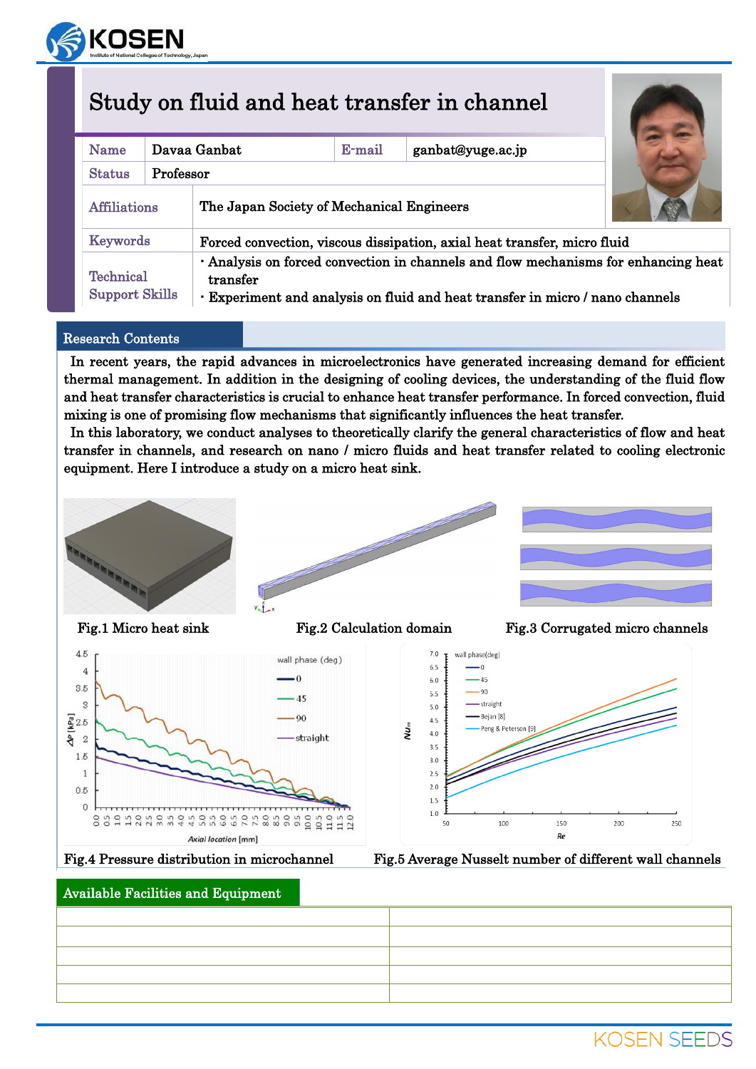# Study on fluid and heat transfer in channel

| | |
|---|---|
| Name | Davaa Ganbat |
| E-mail | ganbat@yuge.ac.jp |
| Status | Professor |
| Affiliations | The Japan Society of Mechanical Engineers |
| Keywords | Forced convection, viscous dissipation, axial heat transfer, micro fluid |
| Technical Support Skills | ・Analysis on forced convection in channels and flow mechanisms for enhancing heat transfer<br>・Experiment and analysis on fluid and heat transfer in micro / nano channels |

## Research Contents

In recent years, the rapid advances in microelectronics have generated increasing demand for efficient thermal management. In addition in the designing of cooling devices, the understanding of the fluid flow and heat transfer characteristics is crucial to enhance heat transfer performance. In forced convection, fluid mixing is one of promising flow mechanisms that significantly influences the heat transfer.

In this laboratory, we conduct analyses to theoretically clarify the general characteristics of flow and heat transfer in channels, and research on nano / micro fluids and heat transfer related to cooling electronic equipment. Here I introduce a study on a micro heat sink.

Fig.1 Micro heat sink

Fig.2 Calculation domain

Fig.3 Corrugated micro channels

wall phase (deg)
0
45
90
straight

Δp [kPa]
4.5
4
3.5
3
2.5
2
1.5
1
0.5
0

Axial location [mm]

Fig.4 Pressure distribution in microchannel

wall phase(deg)
0
45
90
straight
Bejan [8]
Peng & Peterson [9]

$Nu_m$

Re

Fig.5 Average Nusselt number of different wall channels

## Available Facilities and Equipment

| | |
|---|---|
| | |
| | |
| | |
| | |
| | |